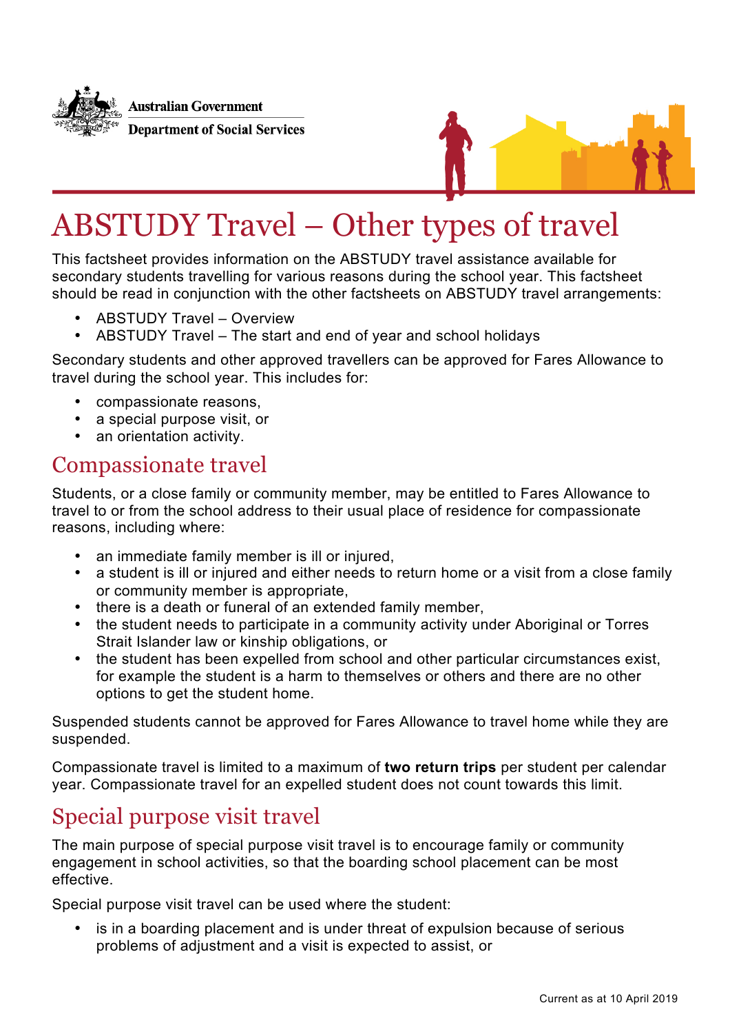Australian Government
Department of Social Services

# ABSTUDY Travel – Other types of travel

This factsheet provides information on the ABSTUDY travel assistance available for secondary students travelling for various reasons during the school year. This factsheet should be read in conjunction with the other factsheets on ABSTUDY travel arrangements:

- ABSTUDY Travel – Overview
- ABSTUDY Travel – The start and end of year and school holidays

Secondary students and other approved travellers can be approved for Fares Allowance to travel during the school year. This includes for:

- compassionate reasons,
- a special purpose visit, or
- an orientation activity.

## Compassionate travel

Students, or a close family or community member, may be entitled to Fares Allowance to travel to or from the school address to their usual place of residence for compassionate reasons, including where:

- an immediate family member is ill or injured,
- a student is ill or injured and either needs to return home or a visit from a close family or community member is appropriate,
- there is a death or funeral of an extended family member,
- the student needs to participate in a community activity under Aboriginal or Torres Strait Islander law or kinship obligations, or
- the student has been expelled from school and other particular circumstances exist, for example the student is a harm to themselves or others and there are no other options to get the student home.

Suspended students cannot be approved for Fares Allowance to travel home while they are suspended.

Compassionate travel is limited to a maximum of **two return trips** per student per calendar year. Compassionate travel for an expelled student does not count towards this limit.

## Special purpose visit travel

The main purpose of special purpose visit travel is to encourage family or community engagement in school activities, so that the boarding school placement can be most effective.

Special purpose visit travel can be used where the student:

- is in a boarding placement and is under threat of expulsion because of serious problems of adjustment and a visit is expected to assist, or

Current as at 10 April 2019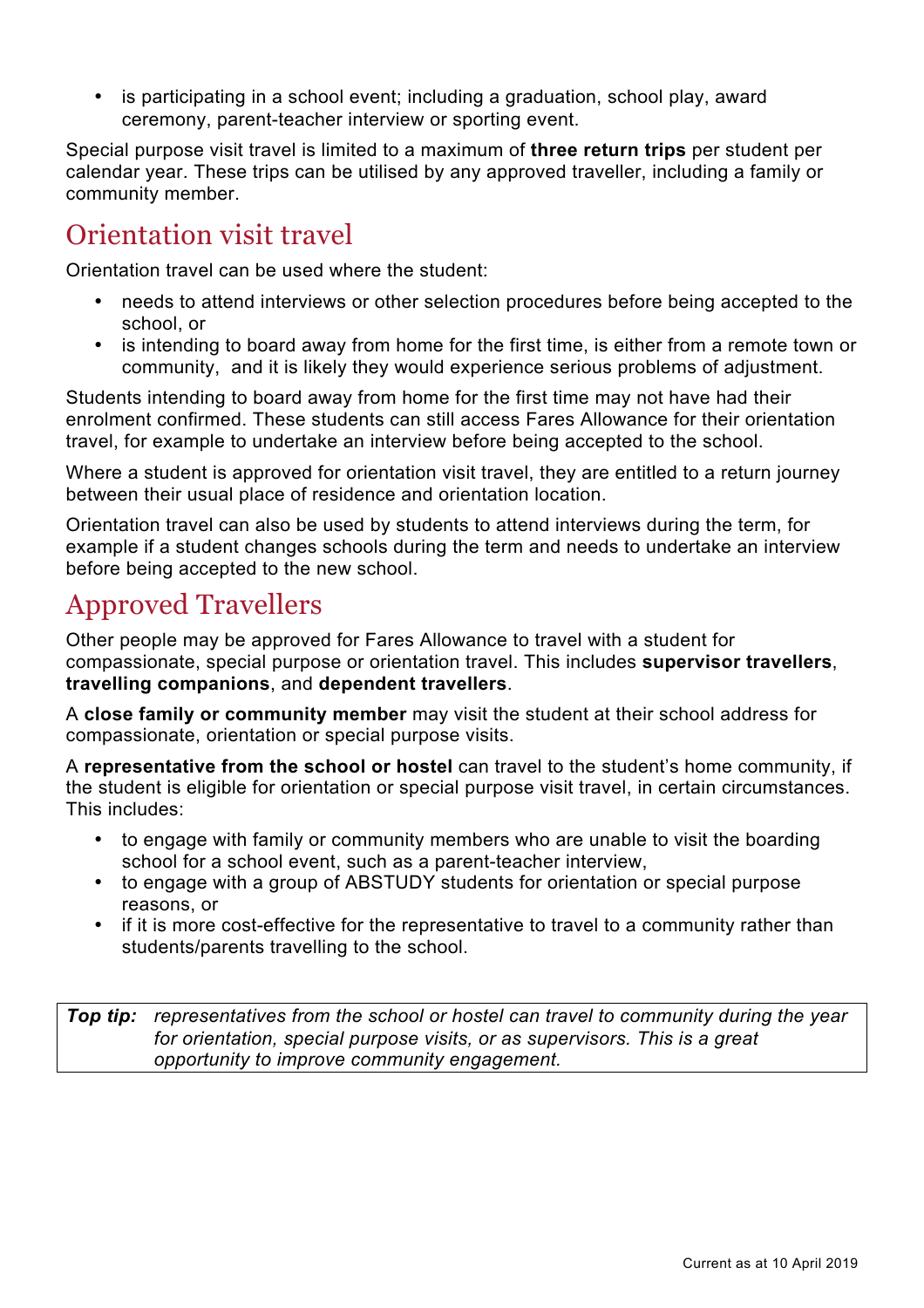- is participating in a school event; including a graduation, school play, award ceremony, parent-teacher interview or sporting event.

Special purpose visit travel is limited to a maximum of **three return trips** per student per calendar year. These trips can be utilised by any approved traveller, including a family or community member.

## Orientation visit travel

Orientation travel can be used where the student:

- needs to attend interviews or other selection procedures before being accepted to the school, or
- is intending to board away from home for the first time, is either from a remote town or community, and it is likely they would experience serious problems of adjustment.

Students intending to board away from home for the first time may not have had their enrolment confirmed. These students can still access Fares Allowance for their orientation travel, for example to undertake an interview before being accepted to the school.

Where a student is approved for orientation visit travel, they are entitled to a return journey between their usual place of residence and orientation location.

Orientation travel can also be used by students to attend interviews during the term, for example if a student changes schools during the term and needs to undertake an interview before being accepted to the new school.

## Approved Travellers

Other people may be approved for Fares Allowance to travel with a student for compassionate, special purpose or orientation travel. This includes **supervisor travellers**, **travelling companions**, and **dependent travellers**.

A **close family or community member** may visit the student at their school address for compassionate, orientation or special purpose visits.

A **representative from the school or hostel** can travel to the student's home community, if the student is eligible for orientation or special purpose visit travel, in certain circumstances. This includes:

- to engage with family or community members who are unable to visit the boarding school for a school event, such as a parent-teacher interview,
- to engage with a group of ABSTUDY students for orientation or special purpose reasons, or
- if it is more cost-effective for the representative to travel to a community rather than students/parents travelling to the school.

| | |
|---|---|
| ***Top tip:*** | *representatives from the school or hostel can travel to community during the year for orientation, special purpose visits, or as supervisors. This is a great opportunity to improve community engagement.* |

Current as at 10 April 2019